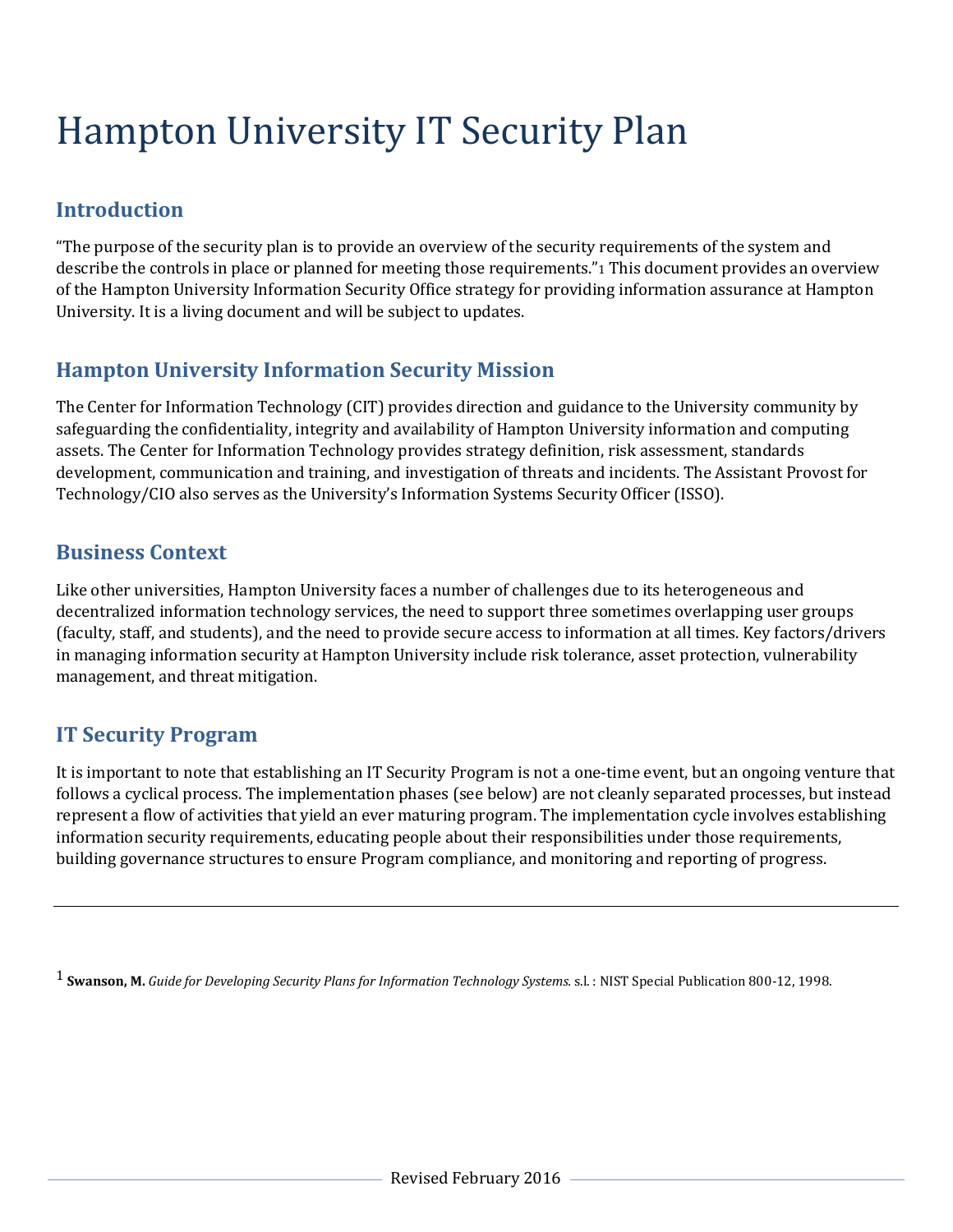# Hampton University IT Security Plan

## Introduction

"The purpose of the security plan is to provide an overview of the security requirements of the system and describe the controls in place or planned for meeting those requirements."[1] This document provides an overview of the Hampton University Information Security Office strategy for providing information assurance at Hampton University. It is a living document and will be subject to updates.

## Hampton University Information Security Mission

The Center for Information Technology (CIT) provides direction and guidance to the University community by safeguarding the confidentiality, integrity and availability of Hampton University information and computing assets. The Center for Information Technology provides strategy definition, risk assessment, standards development, communication and training, and investigation of threats and incidents. The Assistant Provost for Technology/CIO also serves as the University's Information Systems Security Officer (ISSO).

## Business Context

Like other universities, Hampton University faces a number of challenges due to its heterogeneous and decentralized information technology services, the need to support three sometimes overlapping user groups (faculty, staff, and students), and the need to provide secure access to information at all times. Key factors/drivers in managing information security at Hampton University include risk tolerance, asset protection, vulnerability management, and threat mitigation.

## IT Security Program

It is important to note that establishing an IT Security Program is not a one-time event, but an ongoing venture that follows a cyclical process. The implementation phases (see below) are not cleanly separated processes, but instead represent a flow of activities that yield an ever maturing program. The implementation cycle involves establishing information security requirements, educating people about their responsibilities under those requirements, building governance structures to ensure Program compliance, and monitoring and reporting of progress.

---

[1] **Swanson, M.** *Guide for Developing Security Plans for Information Technology Systems.* s.l. : NIST Special Publication 800-12, 1998.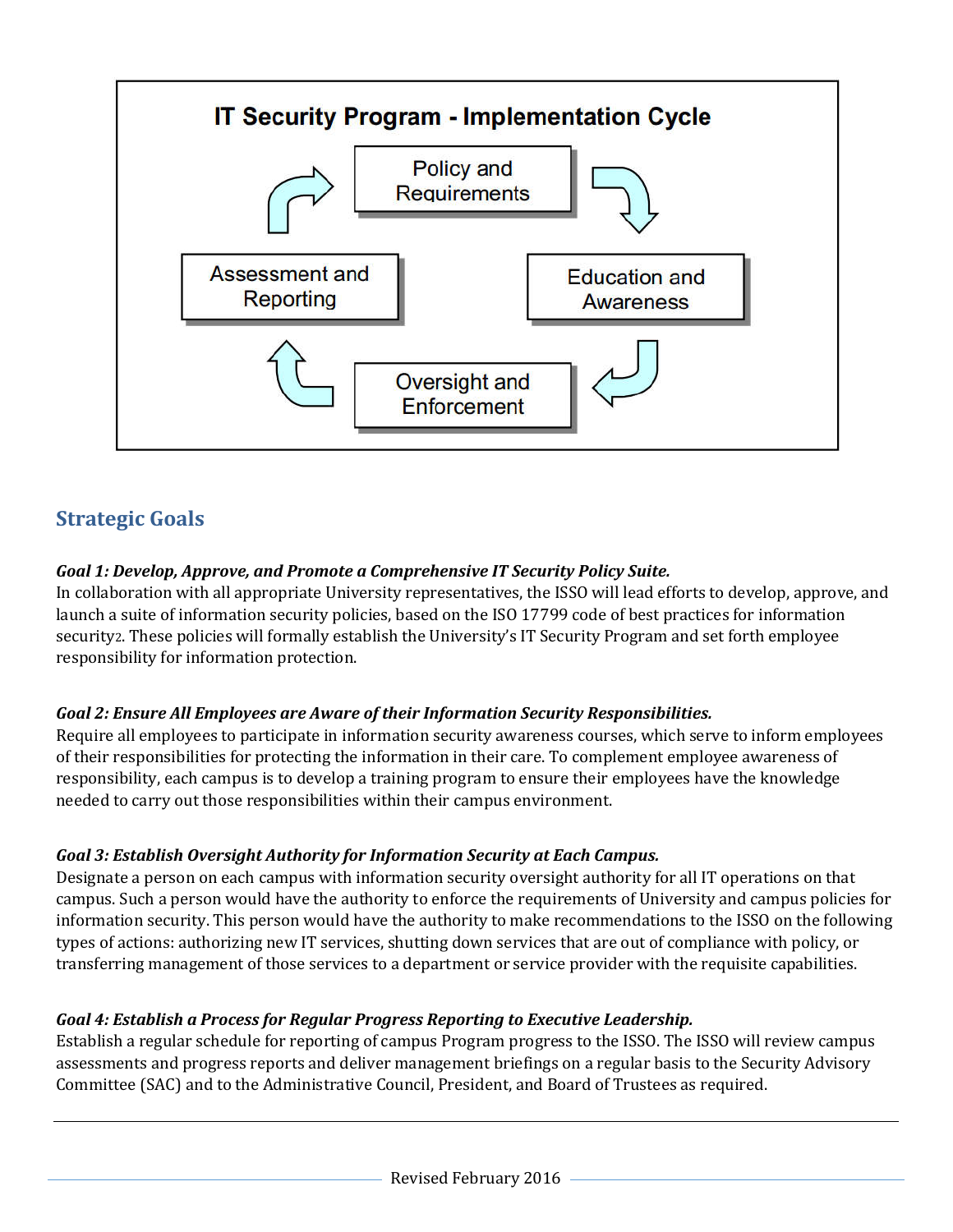**IT Security Program - Implementation Cycle**

Policy and Requirements → Education and Awareness → Oversight and Enforcement → Assessment and Reporting →

## Strategic Goals

***Goal 1: Develop, Approve, and Promote a Comprehensive IT Security Policy Suite.***

In collaboration with all appropriate University representatives, the ISSO will lead efforts to develop, approve, and launch a suite of information security policies, based on the ISO 17799 code of best practices for information security[2]. These policies will formally establish the University's IT Security Program and set forth employee responsibility for information protection.

***Goal 2: Ensure All Employees are Aware of their Information Security Responsibilities.***

Require all employees to participate in information security awareness courses, which serve to inform employees of their responsibilities for protecting the information in their care. To complement employee awareness of responsibility, each campus is to develop a training program to ensure their employees have the knowledge needed to carry out those responsibilities within their campus environment.

***Goal 3: Establish Oversight Authority for Information Security at Each Campus.***

Designate a person on each campus with information security oversight authority for all IT operations on that campus. Such a person would have the authority to enforce the requirements of University and campus policies for information security. This person would have the authority to make recommendations to the ISSO on the following types of actions: authorizing new IT services, shutting down services that are out of compliance with policy, or transferring management of those services to a department or service provider with the requisite capabilities.

***Goal 4: Establish a Process for Regular Progress Reporting to Executive Leadership.***

Establish a regular schedule for reporting of campus Program progress to the ISSO. The ISSO will review campus assessments and progress reports and deliver management briefings on a regular basis to the Security Advisory Committee (SAC) and to the Administrative Council, President, and Board of Trustees as required.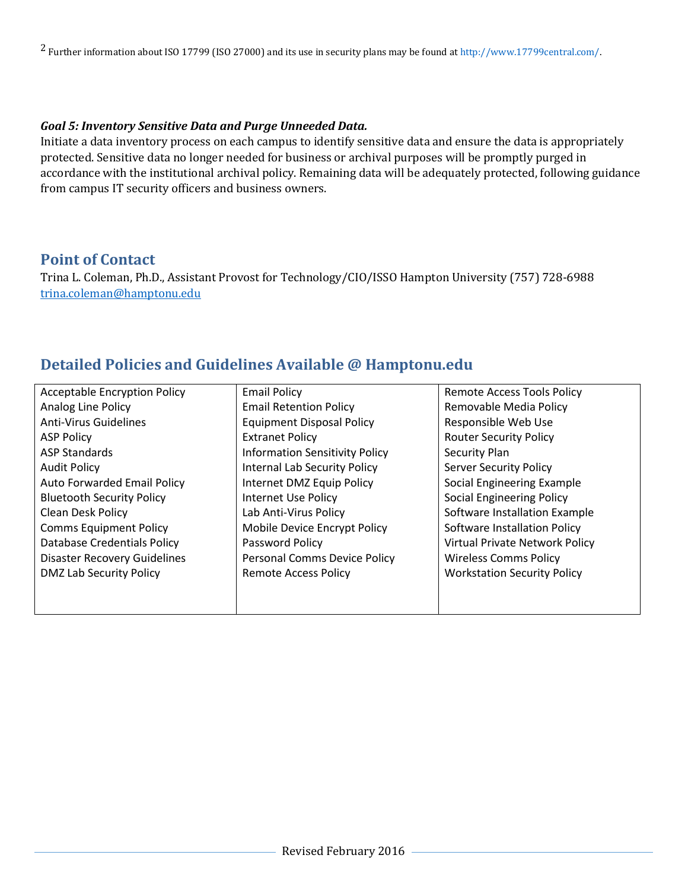[2] Further information about ISO 17799 (ISO 27000) and its use in security plans may be found at http://www.17799central.com/.

***Goal 5: Inventory Sensitive Data and Purge Unneeded Data.***

Initiate a data inventory process on each campus to identify sensitive data and ensure the data is appropriately protected. Sensitive data no longer needed for business or archival purposes will be promptly purged in accordance with the institutional archival policy. Remaining data will be adequately protected, following guidance from campus IT security officers and business owners.

## Point of Contact

Trina L. Coleman, Ph.D., Assistant Provost for Technology/CIO/ISSO Hampton University (757) 728-6988
trina.coleman@hamptonu.edu

## Detailed Policies and Guidelines Available @ Hamptonu.edu

| | | |
|---|---|---|
| Acceptable Encryption Policy | Email Policy | Remote Access Tools Policy |
| Analog Line Policy | Email Retention Policy | Removable Media Policy |
| Anti-Virus Guidelines | Equipment Disposal Policy | Responsible Web Use |
| ASP Policy | Extranet Policy | Router Security Policy |
| ASP Standards | Information Sensitivity Policy | Security Plan |
| Audit Policy | Internal Lab Security Policy | Server Security Policy |
| Auto Forwarded Email Policy | Internet DMZ Equip Policy | Social Engineering Example |
| Bluetooth Security Policy | Internet Use Policy | Social Engineering Policy |
| Clean Desk Policy | Lab Anti-Virus Policy | Software Installation Example |
| Comms Equipment Policy | Mobile Device Encrypt Policy | Software Installation Policy |
| Database Credentials Policy | Password Policy | Virtual Private Network Policy |
| Disaster Recovery Guidelines | Personal Comms Device Policy | Wireless Comms Policy |
| DMZ Lab Security Policy | Remote Access Policy | Workstation Security Policy |

Revised February 2016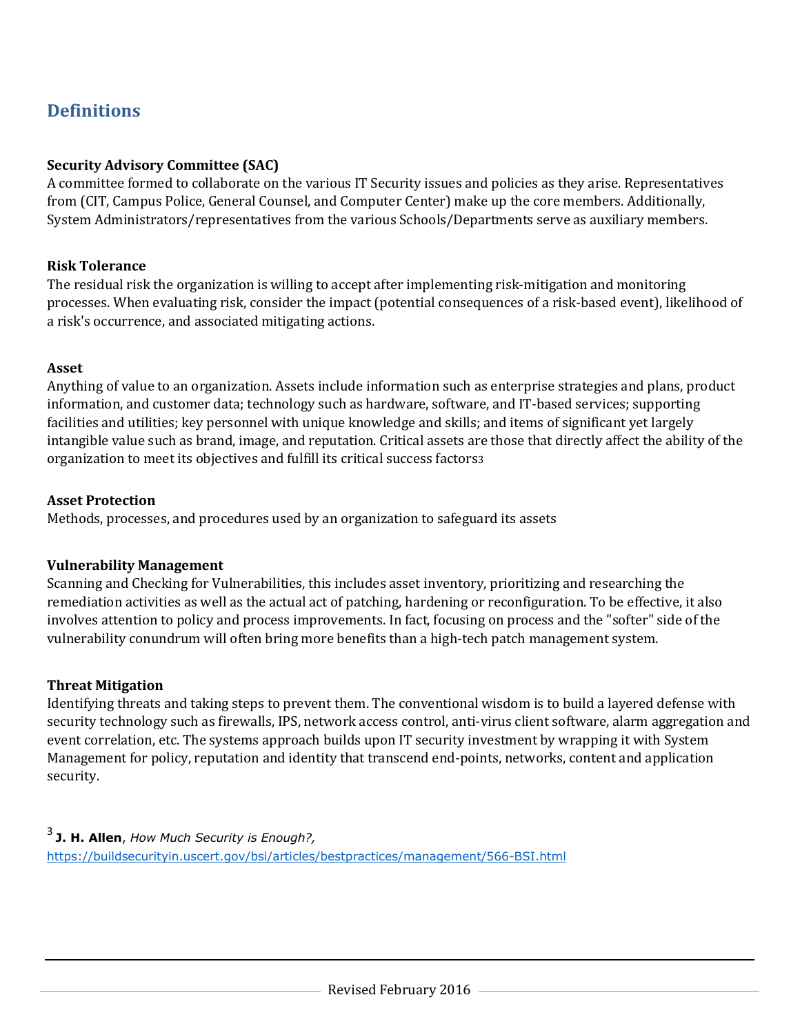## Definitions

**Security Advisory Committee (SAC)**
A committee formed to collaborate on the various IT Security issues and policies as they arise. Representatives from (CIT, Campus Police, General Counsel, and Computer Center) make up the core members. Additionally, System Administrators/representatives from the various Schools/Departments serve as auxiliary members.

**Risk Tolerance**
The residual risk the organization is willing to accept after implementing risk-mitigation and monitoring processes. When evaluating risk, consider the impact (potential consequences of a risk-based event), likelihood of a risk's occurrence, and associated mitigating actions.

**Asset**
Anything of value to an organization. Assets include information such as enterprise strategies and plans, product information, and customer data; technology such as hardware, software, and IT-based services; supporting facilities and utilities; key personnel with unique knowledge and skills; and items of significant yet largely intangible value such as brand, image, and reputation. Critical assets are those that directly affect the ability of the organization to meet its objectives and fulfill its critical success factors[3]

**Asset Protection**
Methods, processes, and procedures used by an organization to safeguard its assets

**Vulnerability Management**
Scanning and Checking for Vulnerabilities, this includes asset inventory, prioritizing and researching the remediation activities as well as the actual act of patching, hardening or reconfiguration. To be effective, it also involves attention to policy and process improvements. In fact, focusing on process and the "softer" side of the vulnerability conundrum will often bring more benefits than a high-tech patch management system.

**Threat Mitigation**
Identifying threats and taking steps to prevent them. The conventional wisdom is to build a layered defense with security technology such as firewalls, IPS, network access control, anti-virus client software, alarm aggregation and event correlation, etc. The systems approach builds upon IT security investment by wrapping it with System Management for policy, reputation and identity that transcend end-points, networks, content and application security.

[3] **J. H. Allen**, *How Much Security is Enough?,*
https://buildsecurityin.uscert.gov/bsi/articles/bestpractices/management/566-BSI.html

Revised February 2016